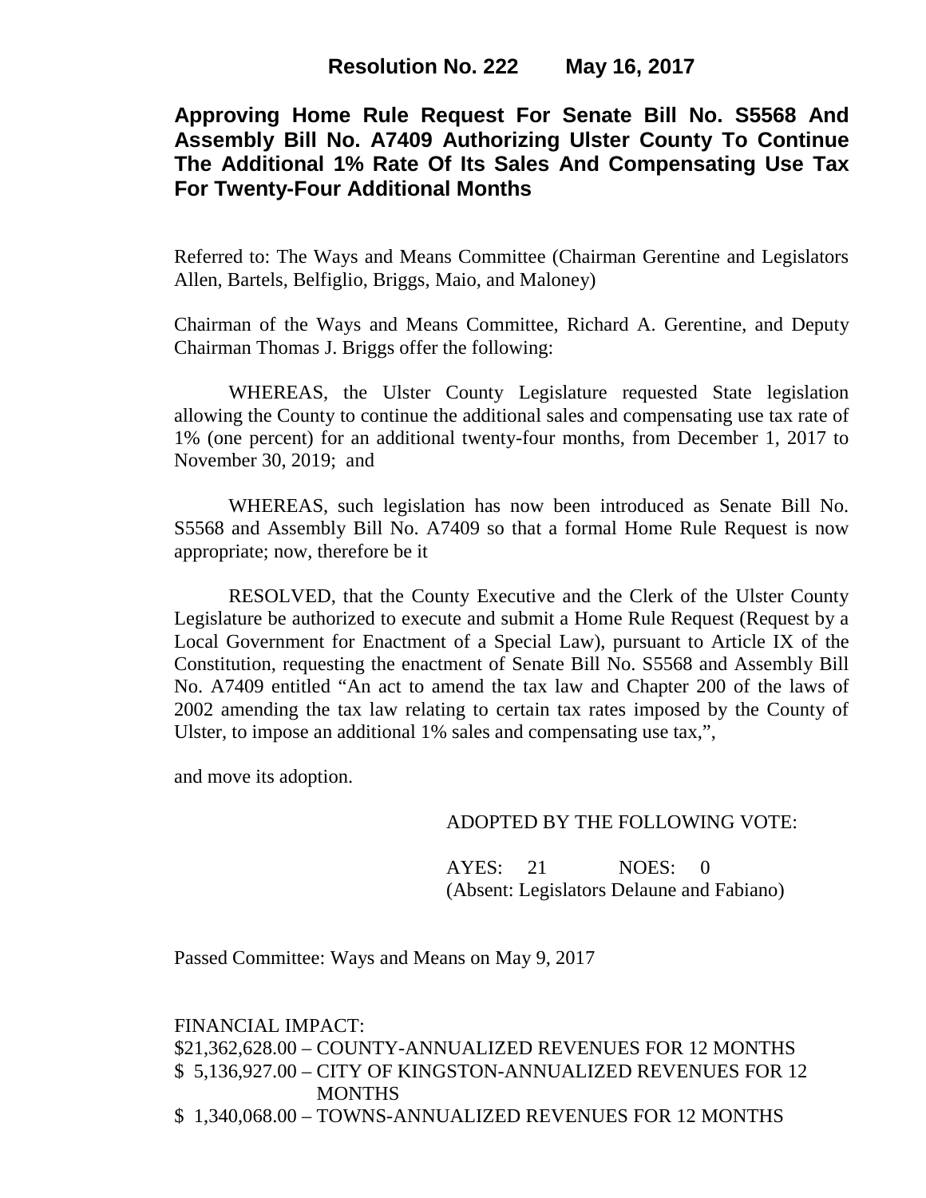**Resolution No. 222 May 16, 2017**

# Approving Home Rule Request For Senate Bill No. S5568 And Assembly Bill No. A7409 Authorizing Ulster County To Continue The Additional 1% Rate Of Its Sales And Compensating Use Tax For Twenty-Four Additional Months

Referred to: The Ways and Means Committee (Chairman Gerentine and Legislators Allen, Bartels, Belfiglio, Briggs, Maio, and Maloney)

Chairman of the Ways and Means Committee, Richard A. Gerentine, and Deputy Chairman Thomas J. Briggs offer the following:

WHEREAS, the Ulster County Legislature requested State legislation allowing the County to continue the additional sales and compensating use tax rate of 1% (one percent) for an additional twenty-four months, from December 1, 2017 to November 30, 2019; and

WHEREAS, such legislation has now been introduced as Senate Bill No. S5568 and Assembly Bill No. A7409 so that a formal Home Rule Request is now appropriate; now, therefore be it

RESOLVED, that the County Executive and the Clerk of the Ulster County Legislature be authorized to execute and submit a Home Rule Request (Request by a Local Government for Enactment of a Special Law), pursuant to Article IX of the Constitution, requesting the enactment of Senate Bill No. S5568 and Assembly Bill No. A7409 entitled "An act to amend the tax law and Chapter 200 of the laws of 2002 amending the tax law relating to certain tax rates imposed by the County of Ulster, to impose an additional 1% sales and compensating use tax,",

and move its adoption.

ADOPTED BY THE FOLLOWING VOTE:

AYES: 21 NOES: 0
(Absent: Legislators Delaune and Fabiano)

Passed Committee: Ways and Means on May 9, 2017

FINANCIAL IMPACT:
$21,362,628.00 – COUNTY-ANNUALIZED REVENUES FOR 12 MONTHS
$ 5,136,927.00 – CITY OF KINGSTON-ANNUALIZED REVENUES FOR 12 MONTHS
$ 1,340,068.00 – TOWNS-ANNUALIZED REVENUES FOR 12 MONTHS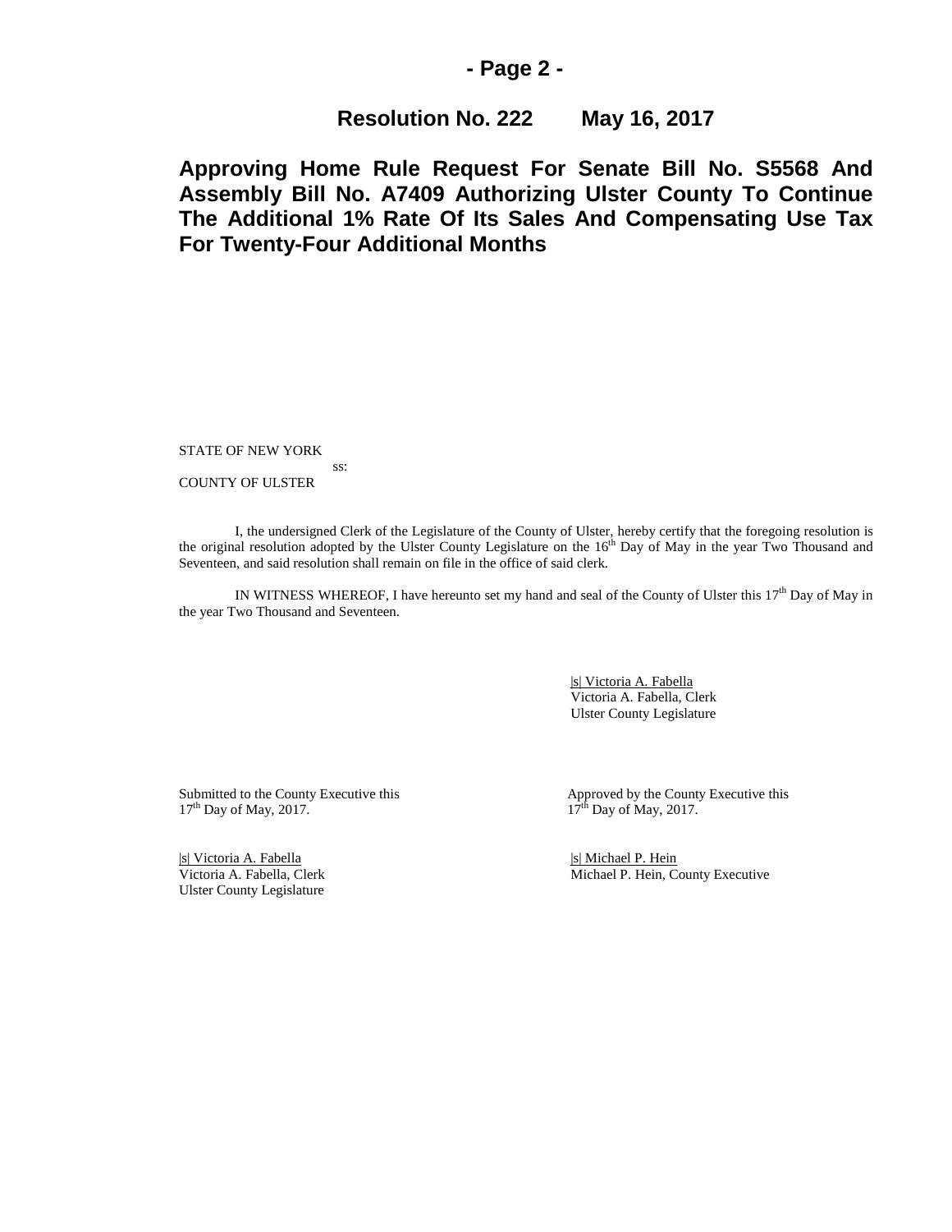**Resolution No. 222 May 16, 2017**

## Approving Home Rule Request For Senate Bill No. S5568 And Assembly Bill No. A7409 Authorizing Ulster County To Continue The Additional 1% Rate Of Its Sales And Compensating Use Tax For Twenty-Four Additional Months

STATE OF NEW YORK
ss:
COUNTY OF ULSTER

I, the undersigned Clerk of the Legislature of the County of Ulster, hereby certify that the foregoing resolution is the original resolution adopted by the Ulster County Legislature on the 16th Day of May in the year Two Thousand and Seventeen, and said resolution shall remain on file in the office of said clerk.

IN WITNESS WHEREOF, I have hereunto set my hand and seal of the County of Ulster this 17th Day of May in the year Two Thousand and Seventeen.

|s| Victoria A. Fabella
Victoria A. Fabella, Clerk
Ulster County Legislature

Submitted to the County Executive this
17th Day of May, 2017.

|s| Victoria A. Fabella
Victoria A. Fabella, Clerk
Ulster County Legislature

Approved by the County Executive this
17th Day of May, 2017.

|s| Michael P. Hein
Michael P. Hein, County Executive